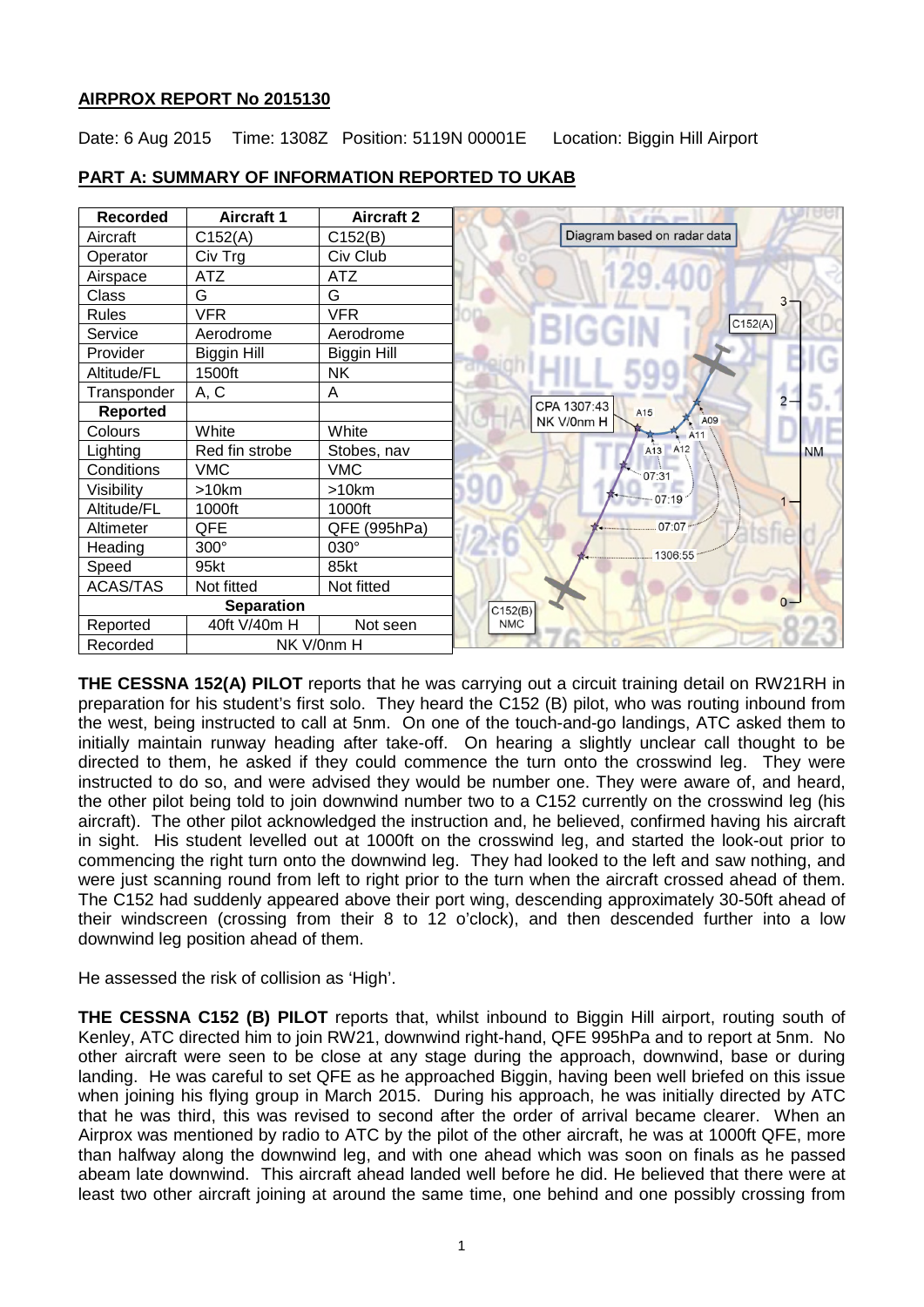## AIRPROX REPORT No 2015130

Date: 6 Aug 2015 Time: 1308Z Position: 5119N 00001E Location: Biggin Hill Airport

## PART A: SUMMARY OF INFORMATION REPORTED TO UKAB

| Recorded | Aircraft 1 | Aircraft 2 |
|---|---|---|
| Aircraft | C152(A) | C152(B) |
| Operator | Civ Trg | Civ Club |
| Airspace | ATZ | ATZ |
| Class | G | G |
| Rules | VFR | VFR |
| Service | Aerodrome | Aerodrome |
| Provider | Biggin Hill | Biggin Hill |
| Altitude/FL | 1500ft | NK |
| Transponder | A, C | A |
| **Reported** | | |
| Colours | White | White |
| Lighting | Red fin strobe | Stobes, nav |
| Conditions | VMC | VMC |
| Visibility | >10km | >10km |
| Altitude/FL | 1000ft | 1000ft |
| Altimeter | QFE | QFE (995hPa) |
| Heading | 300° | 030° |
| Speed | 95kt | 85kt |
| ACAS/TAS | Not fitted | Not fitted |
| **Separation** | | |
| Reported | 40ft V/40m H | Not seen |
| Recorded | NK V/0nm H | |

Diagram based on radar data

**THE CESSNA 152(A) PILOT** reports that he was carrying out a circuit training detail on RW21RH in preparation for his student's first solo. They heard the C152 (B) pilot, who was routing inbound from the west, being instructed to call at 5nm. On one of the touch-and-go landings, ATC asked them to initially maintain runway heading after take-off. On hearing a slightly unclear call thought to be directed to them, he asked if they could commence the turn onto the crosswind leg. They were instructed to do so, and were advised they would be number one. They were aware of, and heard, the other pilot being told to join downwind number two to a C152 currently on the crosswind leg (his aircraft). The other pilot acknowledged the instruction and, he believed, confirmed having his aircraft in sight. His student levelled out at 1000ft on the crosswind leg, and started the look-out prior to commencing the right turn onto the downwind leg. They had looked to the left and saw nothing, and were just scanning round from left to right prior to the turn when the aircraft crossed ahead of them. The C152 had suddenly appeared above their port wing, descending approximately 30-50ft ahead of their windscreen (crossing from their 8 to 12 o'clock), and then descended further into a low downwind leg position ahead of them.

He assessed the risk of collision as 'High'.

**THE CESSNA C152 (B) PILOT** reports that, whilst inbound to Biggin Hill airport, routing south of Kenley, ATC directed him to join RW21, downwind right-hand, QFE 995hPa and to report at 5nm. No other aircraft were seen to be close at any stage during the approach, downwind, base or during landing. He was careful to set QFE as he approached Biggin, having been well briefed on this issue when joining his flying group in March 2015. During his approach, he was initially directed by ATC that he was third, this was revised to second after the order of arrival became clearer. When an Airprox was mentioned by radio to ATC by the pilot of the other aircraft, he was at 1000ft QFE, more than halfway along the downwind leg, and with one ahead which was soon on finals as he passed abeam late downwind. This aircraft ahead landed well before he did. He believed that there were at least two other aircraft joining at around the same time, one behind and one possibly crossing from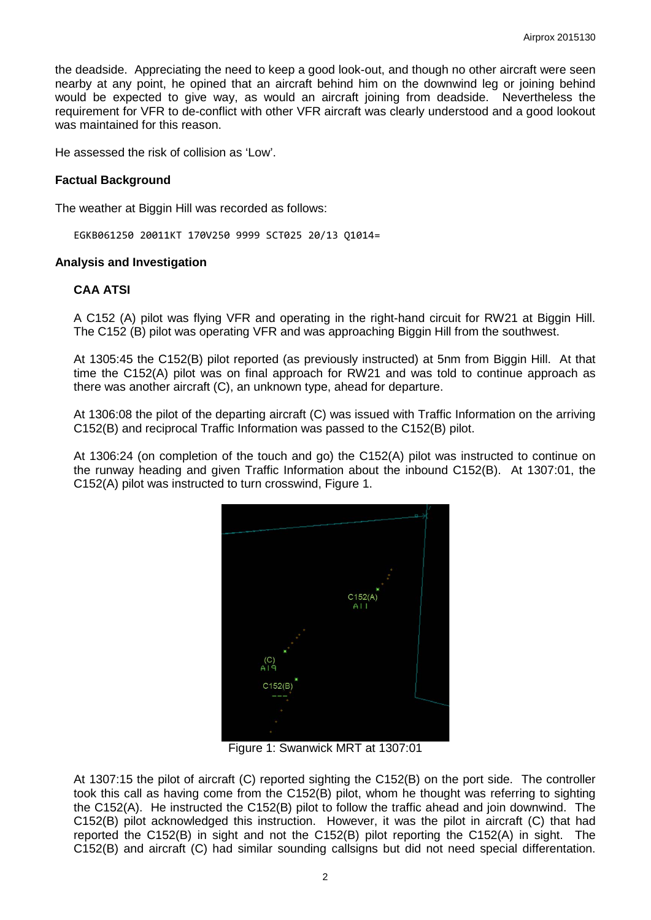the deadside. Appreciating the need to keep a good look-out, and though no other aircraft were seen nearby at any point, he opined that an aircraft behind him on the downwind leg or joining behind would be expected to give way, as would an aircraft joining from deadside. Nevertheless the requirement for VFR to de-conflict with other VFR aircraft was clearly understood and a good lookout was maintained for this reason.

He assessed the risk of collision as 'Low'.

### Factual Background

The weather at Biggin Hill was recorded as follows:

```
EGKB061250 20011KT 170V250 9999 SCT025 20/13 Q1014=
```

### Analysis and Investigation

#### CAA ATSI

A C152 (A) pilot was flying VFR and operating in the right-hand circuit for RW21 at Biggin Hill. The C152 (B) pilot was operating VFR and was approaching Biggin Hill from the southwest.

At 1305:45 the C152(B) pilot reported (as previously instructed) at 5nm from Biggin Hill. At that time the C152(A) pilot was on final approach for RW21 and was told to continue approach as there was another aircraft (C), an unknown type, ahead for departure.

At 1306:08 the pilot of the departing aircraft (C) was issued with Traffic Information on the arriving C152(B) and reciprocal Traffic Information was passed to the C152(B) pilot.

At 1306:24 (on completion of the touch and go) the C152(A) pilot was instructed to continue on the runway heading and given Traffic Information about the inbound C152(B). At 1307:01, the C152(A) pilot was instructed to turn crosswind, Figure 1.

Figure 1: Swanwick MRT at 1307:01

At 1307:15 the pilot of aircraft (C) reported sighting the C152(B) on the port side. The controller took this call as having come from the C152(B) pilot, whom he thought was referring to sighting the C152(A). He instructed the C152(B) pilot to follow the traffic ahead and join downwind. The C152(B) pilot acknowledged this instruction. However, it was the pilot in aircraft (C) that had reported the C152(B) in sight and not the C152(B) pilot reporting the C152(A) in sight. The C152(B) and aircraft (C) had similar sounding callsigns but did not need special differentation.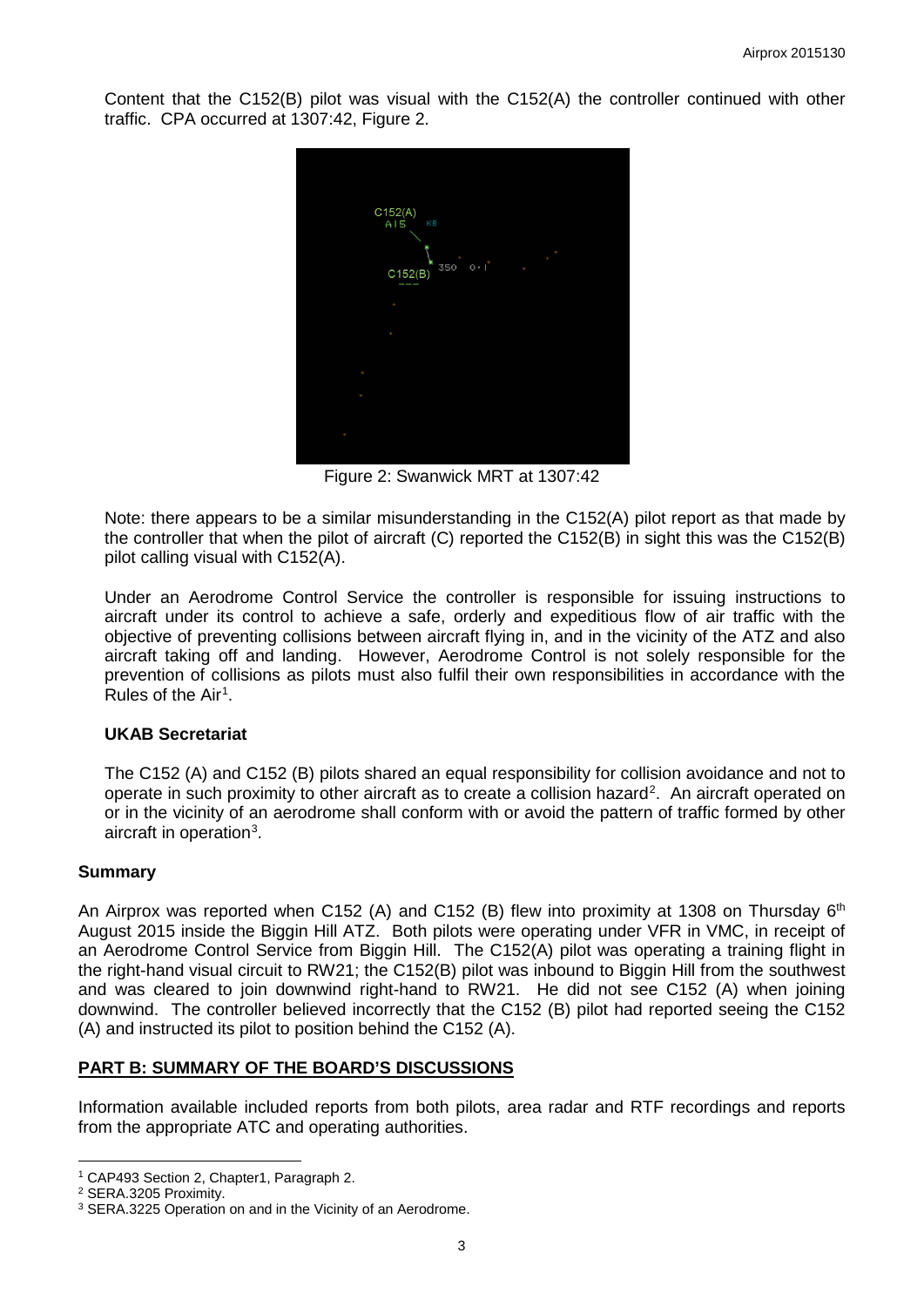Content that the C152(B) pilot was visual with the C152(A) the controller continued with other traffic. CPA occurred at 1307:42, Figure 2.

Figure 2: Swanwick MRT at 1307:42

Note: there appears to be a similar misunderstanding in the C152(A) pilot report as that made by the controller that when the pilot of aircraft (C) reported the C152(B) in sight this was the C152(B) pilot calling visual with C152(A).

Under an Aerodrome Control Service the controller is responsible for issuing instructions to aircraft under its control to achieve a safe, orderly and expeditious flow of air traffic with the objective of preventing collisions between aircraft flying in, and in the vicinity of the ATZ and also aircraft taking off and landing. However, Aerodrome Control is not solely responsible for the prevention of collisions as pilots must also fulfil their own responsibilities in accordance with the Rules of the Air[1].

### UKAB Secretariat

The C152 (A) and C152 (B) pilots shared an equal responsibility for collision avoidance and not to operate in such proximity to other aircraft as to create a collision hazard[2]. An aircraft operated on or in the vicinity of an aerodrome shall conform with or avoid the pattern of traffic formed by other aircraft in operation[3].

## Summary

An Airprox was reported when C152 (A) and C152 (B) flew into proximity at 1308 on Thursday 6th August 2015 inside the Biggin Hill ATZ. Both pilots were operating under VFR in VMC, in receipt of an Aerodrome Control Service from Biggin Hill. The C152(A) pilot was operating a training flight in the right-hand visual circuit to RW21; the C152(B) pilot was inbound to Biggin Hill from the southwest and was cleared to join downwind right-hand to RW21. He did not see C152 (A) when joining downwind. The controller believed incorrectly that the C152 (B) pilot had reported seeing the C152 (A) and instructed its pilot to position behind the C152 (A).

## PART B: SUMMARY OF THE BOARD'S DISCUSSIONS

Information available included reports from both pilots, area radar and RTF recordings and reports from the appropriate ATC and operating authorities.

---

[1] CAP493 Section 2, Chapter1, Paragraph 2.

[2] SERA.3205 Proximity.

[3] SERA.3225 Operation on and in the Vicinity of an Aerodrome.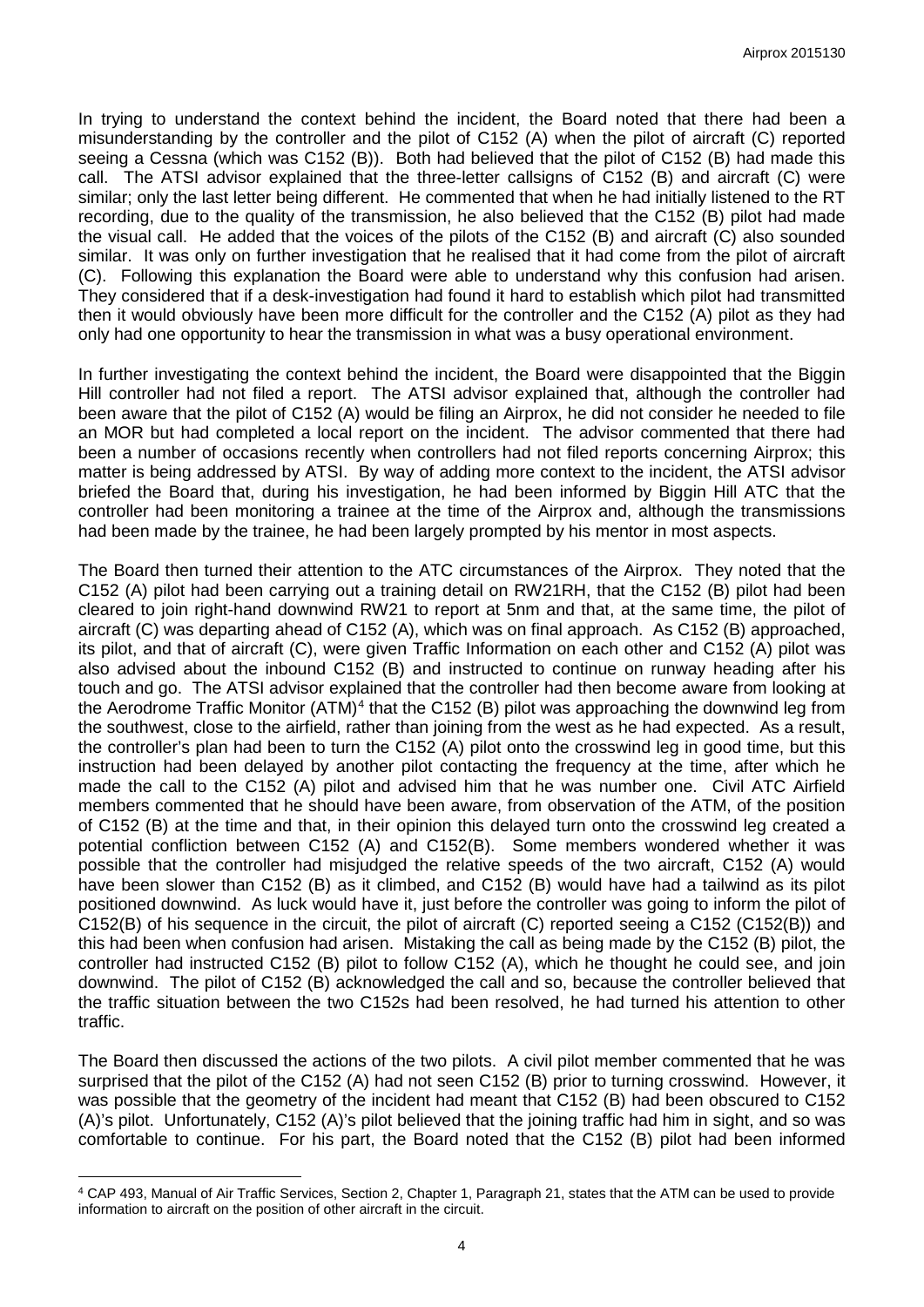In trying to understand the context behind the incident, the Board noted that there had been a misunderstanding by the controller and the pilot of C152 (A) when the pilot of aircraft (C) reported seeing a Cessna (which was C152 (B)). Both had believed that the pilot of C152 (B) had made this call. The ATSI advisor explained that the three-letter callsigns of C152 (B) and aircraft (C) were similar; only the last letter being different. He commented that when he had initially listened to the RT recording, due to the quality of the transmission, he also believed that the C152 (B) pilot had made the visual call. He added that the voices of the pilots of the C152 (B) and aircraft (C) also sounded similar. It was only on further investigation that he realised that it had come from the pilot of aircraft (C). Following this explanation the Board were able to understand why this confusion had arisen. They considered that if a desk-investigation had found it hard to establish which pilot had transmitted then it would obviously have been more difficult for the controller and the C152 (A) pilot as they had only had one opportunity to hear the transmission in what was a busy operational environment.

In further investigating the context behind the incident, the Board were disappointed that the Biggin Hill controller had not filed a report. The ATSI advisor explained that, although the controller had been aware that the pilot of C152 (A) would be filing an Airprox, he did not consider he needed to file an MOR but had completed a local report on the incident. The advisor commented that there had been a number of occasions recently when controllers had not filed reports concerning Airprox; this matter is being addressed by ATSI. By way of adding more context to the incident, the ATSI advisor briefed the Board that, during his investigation, he had been informed by Biggin Hill ATC that the controller had been monitoring a trainee at the time of the Airprox and, although the transmissions had been made by the trainee, he had been largely prompted by his mentor in most aspects.

The Board then turned their attention to the ATC circumstances of the Airprox. They noted that the C152 (A) pilot had been carrying out a training detail on RW21RH, that the C152 (B) pilot had been cleared to join right-hand downwind RW21 to report at 5nm and that, at the same time, the pilot of aircraft (C) was departing ahead of C152 (A), which was on final approach. As C152 (B) approached, its pilot, and that of aircraft (C), were given Traffic Information on each other and C152 (A) pilot was also advised about the inbound C152 (B) and instructed to continue on runway heading after his touch and go. The ATSI advisor explained that the controller had then become aware from looking at the Aerodrome Traffic Monitor (ATM)[4] that the C152 (B) pilot was approaching the downwind leg from the southwest, close to the airfield, rather than joining from the west as he had expected. As a result, the controller's plan had been to turn the C152 (A) pilot onto the crosswind leg in good time, but this instruction had been delayed by another pilot contacting the frequency at the time, after which he made the call to the C152 (A) pilot and advised him that he was number one. Civil ATC Airfield members commented that he should have been aware, from observation of the ATM, of the position of C152 (B) at the time and that, in their opinion this delayed turn onto the crosswind leg created a potential confliction between C152 (A) and C152(B). Some members wondered whether it was possible that the controller had misjudged the relative speeds of the two aircraft, C152 (A) would have been slower than C152 (B) as it climbed, and C152 (B) would have had a tailwind as its pilot positioned downwind. As luck would have it, just before the controller was going to inform the pilot of C152(B) of his sequence in the circuit, the pilot of aircraft (C) reported seeing a C152 (C152(B)) and this had been when confusion had arisen. Mistaking the call as being made by the C152 (B) pilot, the controller had instructed C152 (B) pilot to follow C152 (A), which he thought he could see, and join downwind. The pilot of C152 (B) acknowledged the call and so, because the controller believed that the traffic situation between the two C152s had been resolved, he had turned his attention to other traffic.

The Board then discussed the actions of the two pilots. A civil pilot member commented that he was surprised that the pilot of the C152 (A) had not seen C152 (B) prior to turning crosswind. However, it was possible that the geometry of the incident had meant that C152 (B) had been obscured to C152 (A)'s pilot. Unfortunately, C152 (A)'s pilot believed that the joining traffic had him in sight, and so was comfortable to continue. For his part, the Board noted that the C152 (B) pilot had been informed

[4] CAP 493, Manual of Air Traffic Services, Section 2, Chapter 1, Paragraph 21, states that the ATM can be used to provide information to aircraft on the position of other aircraft in the circuit.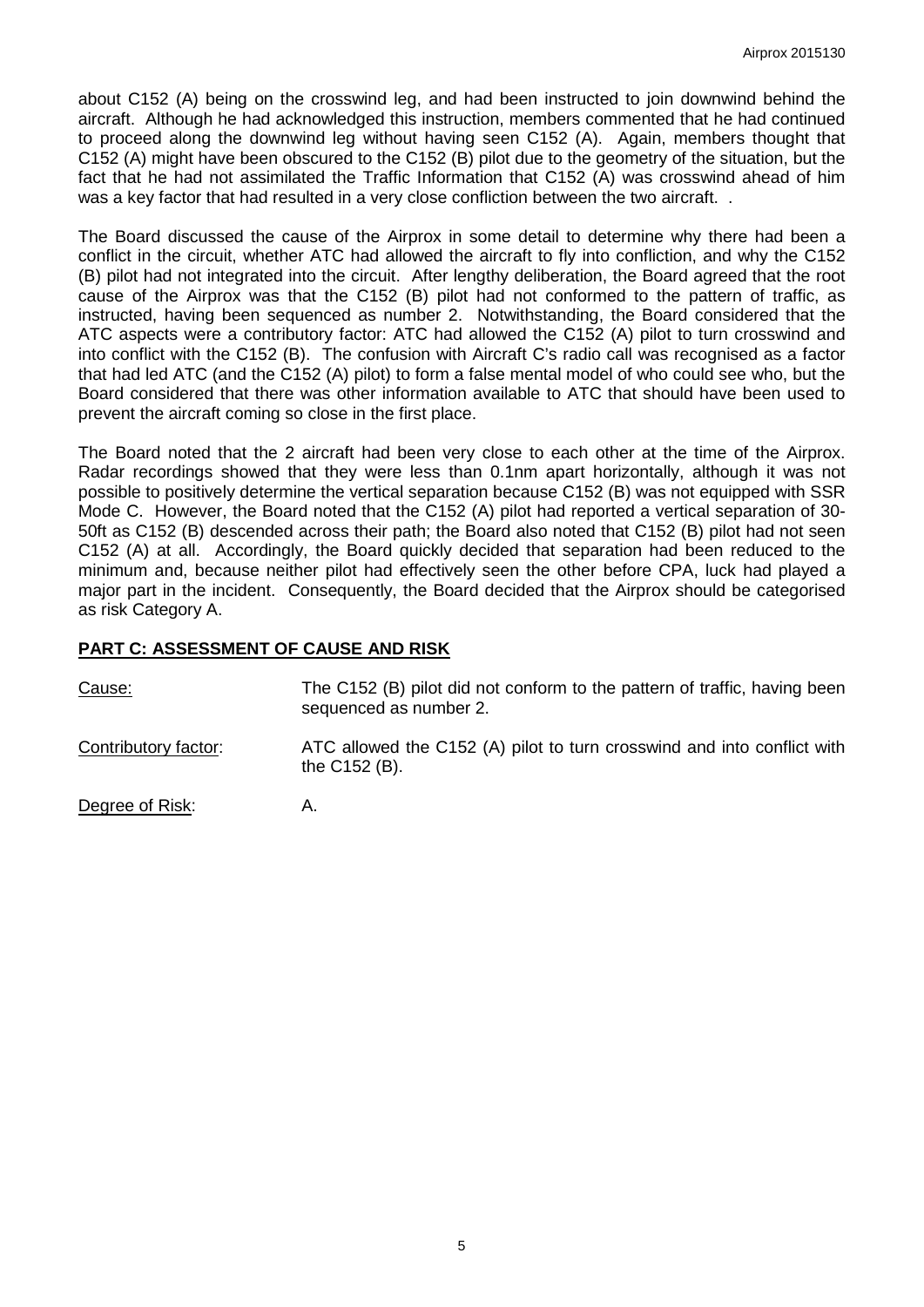about C152 (A) being on the crosswind leg, and had been instructed to join downwind behind the aircraft. Although he had acknowledged this instruction, members commented that he had continued to proceed along the downwind leg without having seen C152 (A). Again, members thought that C152 (A) might have been obscured to the C152 (B) pilot due to the geometry of the situation, but the fact that he had not assimilated the Traffic Information that C152 (A) was crosswind ahead of him was a key factor that had resulted in a very close confliction between the two aircraft. .

The Board discussed the cause of the Airprox in some detail to determine why there had been a conflict in the circuit, whether ATC had allowed the aircraft to fly into confliction, and why the C152 (B) pilot had not integrated into the circuit. After lengthy deliberation, the Board agreed that the root cause of the Airprox was that the C152 (B) pilot had not conformed to the pattern of traffic, as instructed, having been sequenced as number 2. Notwithstanding, the Board considered that the ATC aspects were a contributory factor: ATC had allowed the C152 (A) pilot to turn crosswind and into conflict with the C152 (B). The confusion with Aircraft C's radio call was recognised as a factor that had led ATC (and the C152 (A) pilot) to form a false mental model of who could see who, but the Board considered that there was other information available to ATC that should have been used to prevent the aircraft coming so close in the first place.

The Board noted that the 2 aircraft had been very close to each other at the time of the Airprox. Radar recordings showed that they were less than 0.1nm apart horizontally, although it was not possible to positively determine the vertical separation because C152 (B) was not equipped with SSR Mode C. However, the Board noted that the C152 (A) pilot had reported a vertical separation of 30-50ft as C152 (B) descended across their path; the Board also noted that C152 (B) pilot had not seen C152 (A) at all. Accordingly, the Board quickly decided that separation had been reduced to the minimum and, because neither pilot had effectively seen the other before CPA, luck had played a major part in the incident. Consequently, the Board decided that the Airprox should be categorised as risk Category A.

## PART C: ASSESSMENT OF CAUSE AND RISK

| | |
|---|---|
| Cause: | The C152 (B) pilot did not conform to the pattern of traffic, having been sequenced as number 2. |
| Contributory factor: | ATC allowed the C152 (A) pilot to turn crosswind and into conflict with the C152 (B). |
| Degree of Risk: | A. |